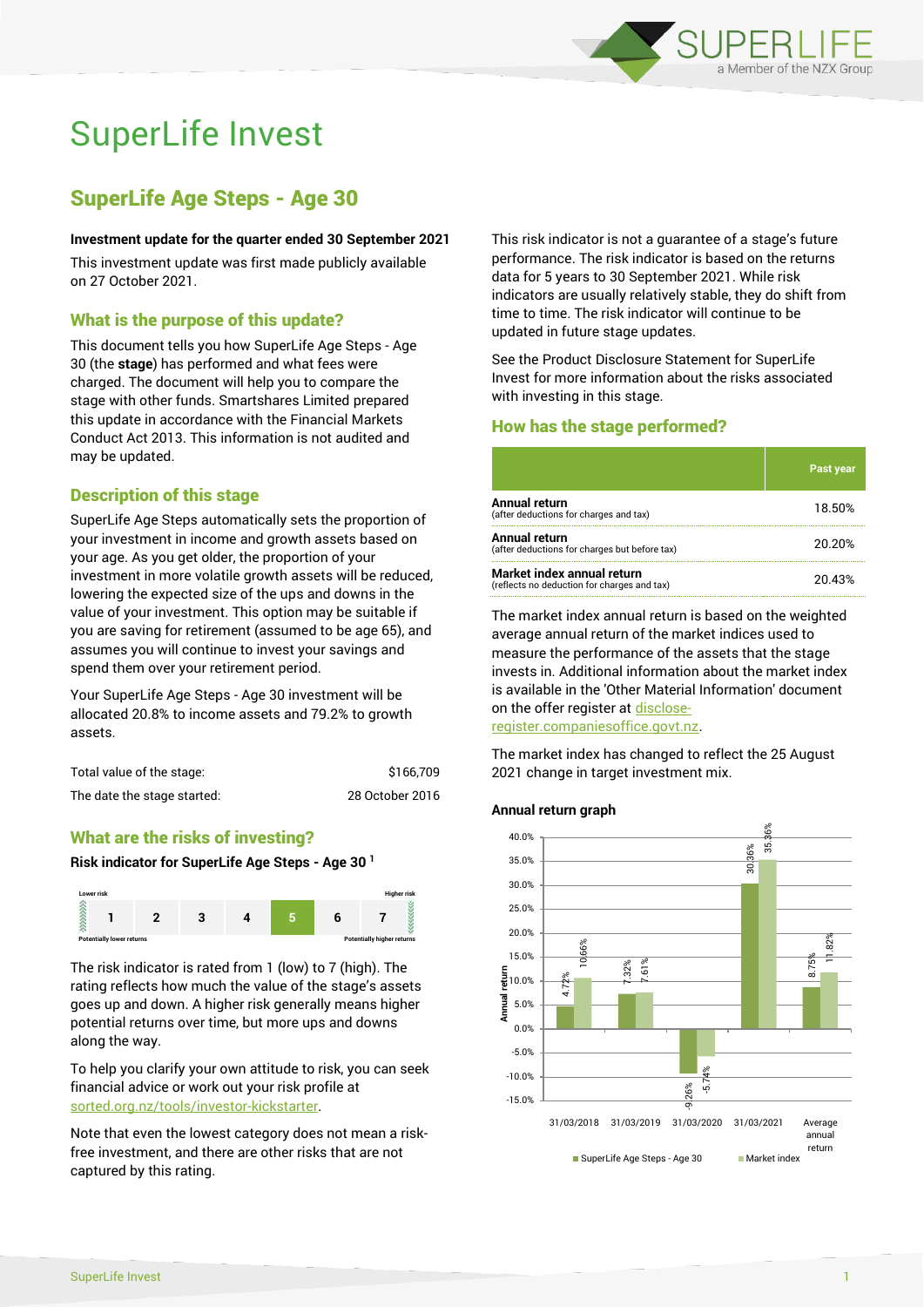# SuperLife Invest

## SuperLife Age Steps - Age 30

**Investment update for the quarter ended 30 September 2021**

This investment update was first made publicly available on 27 October 2021.

### What is the purpose of this update?

This document tells you how SuperLife Age Steps - Age 30 (the **stage**) has performed and what fees were charged. The document will help you to compare the stage with other funds. Smartshares Limited prepared this update in accordance with the Financial Markets Conduct Act 2013. This information is not audited and may be updated.

### Description of this stage

SuperLife Age Steps automatically sets the proportion of your investment in income and growth assets based on your age. As you get older, the proportion of your investment in more volatile growth assets will be reduced, lowering the expected size of the ups and downs in the value of your investment. This option may be suitable if you are saving for retirement (assumed to be age 65), and assumes you will continue to invest your savings and spend them over your retirement period.

Your SuperLife Age Steps - Age 30 investment will be allocated 20.8% to income assets and 79.2% to growth assets.

| | |
|---|---|
| Total value of the stage: | $166,709 |
| The date the stage started: | 28 October 2016 |

### What are the risks of investing?

**Risk indicator for SuperLife Age Steps - Age 30** [1]

| Lower risk | | | | | | Higher risk |
|---|---|---|---|---|---|---|
| 1 | 2 | 3 | 4 | **5** | 6 | 7 |
| Potentially lower returns | | | | | | Potentially higher returns |

The risk indicator is rated from 1 (low) to 7 (high). The rating reflects how much the value of the stage's assets goes up and down. A higher risk generally means higher potential returns over time, but more ups and downs along the way.

To help you clarify your own attitude to risk, you can seek financial advice or work out your risk profile at sorted.org.nz/tools/investor-kickstarter.

Note that even the lowest category does not mean a risk-free investment, and there are other risks that are not captured by this rating.

This risk indicator is not a guarantee of a stage's future performance. The risk indicator is based on the returns data for 5 years to 30 September 2021. While risk indicators are usually relatively stable, they do shift from time to time. The risk indicator will continue to be updated in future stage updates.

See the Product Disclosure Statement for SuperLife Invest for more information about the risks associated with investing in this stage.

### How has the stage performed?

| | Past year |
|---|---|
| **Annual return** (after deductions for charges and tax) | 18.50% |
| **Annual return** (after deductions for charges but before tax) | 20.20% |
| **Market index annual return** (reflects no deduction for charges and tax) | 20.43% |

The market index annual return is based on the weighted average annual return of the market indices used to measure the performance of the assets that the stage invests in. Additional information about the market index is available in the 'Other Material Information' document on the offer register at disclose-register.companiesoffice.govt.nz.

The market index has changed to reflect the 25 August 2021 change in target investment mix.

**Annual return graph**

| | SuperLife Age Steps - Age 30 | Market index |
|---|---|---|
| 31/03/2018 | 4.72% | 10.66% |
| 31/03/2019 | 7.32% | 7.61% |
| 31/03/2020 | -9.26% | -5.74% |
| 31/03/2021 | 30.36% | 35.36% |
| Average annual return | 8.75% | 11.82% |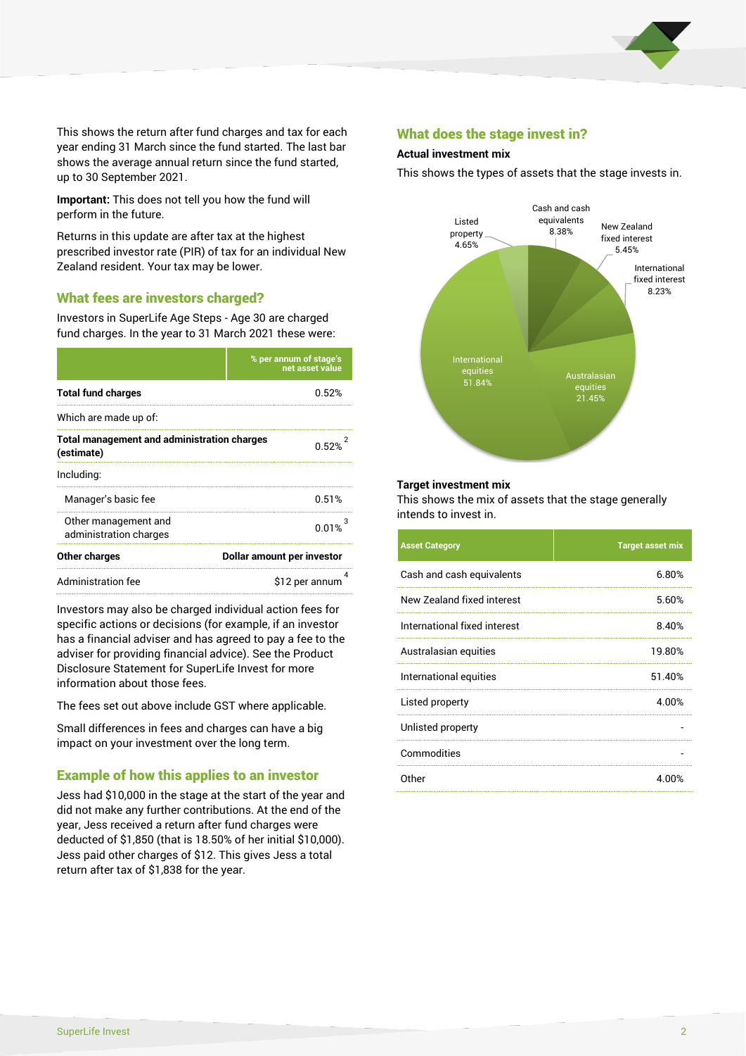This shows the return after fund charges and tax for each year ending 31 March since the fund started. The last bar shows the average annual return since the fund started, up to 30 September 2021.

**Important:** This does not tell you how the fund will perform in the future.

Returns in this update are after tax at the highest prescribed investor rate (PIR) of tax for an individual New Zealand resident. Your tax may be lower.

## What fees are investors charged?

Investors in SuperLife Age Steps - Age 30 are charged fund charges. In the year to 31 March 2021 these were:

| | % per annum of stage's net asset value |
|---|---|
| **Total fund charges** | 0.52% |
| Which are made up of: | |
| **Total management and administration charges (estimate)** | 0.52% [2] |
| Including: | |
| Manager's basic fee | 0.51% |
| Other management and administration charges | 0.01% [3] |
| **Other charges** | **Dollar amount per investor** |
| Administration fee | $12 per annum [4] |

Investors may also be charged individual action fees for specific actions or decisions (for example, if an investor has a financial adviser and has agreed to pay a fee to the adviser for providing financial advice). See the Product Disclosure Statement for SuperLife Invest for more information about those fees.

The fees set out above include GST where applicable.

Small differences in fees and charges can have a big impact on your investment over the long term.

## Example of how this applies to an investor

Jess had $10,000 in the stage at the start of the year and did not make any further contributions. At the end of the year, Jess received a return after fund charges were deducted of $1,850 (that is 18.50% of her initial $10,000). Jess paid other charges of $12. This gives Jess a total return after tax of $1,838 for the year.

## What does the stage invest in?

### Actual investment mix

This shows the types of assets that the stage invests in.

- Cash and cash equivalents 8.38%
- New Zealand fixed interest 5.45%
- International fixed interest 8.23%
- Australasian equities 21.45%
- International equities 51.84%
- Listed property 4.65%

### Target investment mix

This shows the mix of assets that the stage generally intends to invest in.

| Asset Category | Target asset mix |
|---|---|
| Cash and cash equivalents | 6.80% |
| New Zealand fixed interest | 5.60% |
| International fixed interest | 8.40% |
| Australasian equities | 19.80% |
| International equities | 51.40% |
| Listed property | 4.00% |
| Unlisted property | - |
| Commodities | - |
| Other | 4.00% |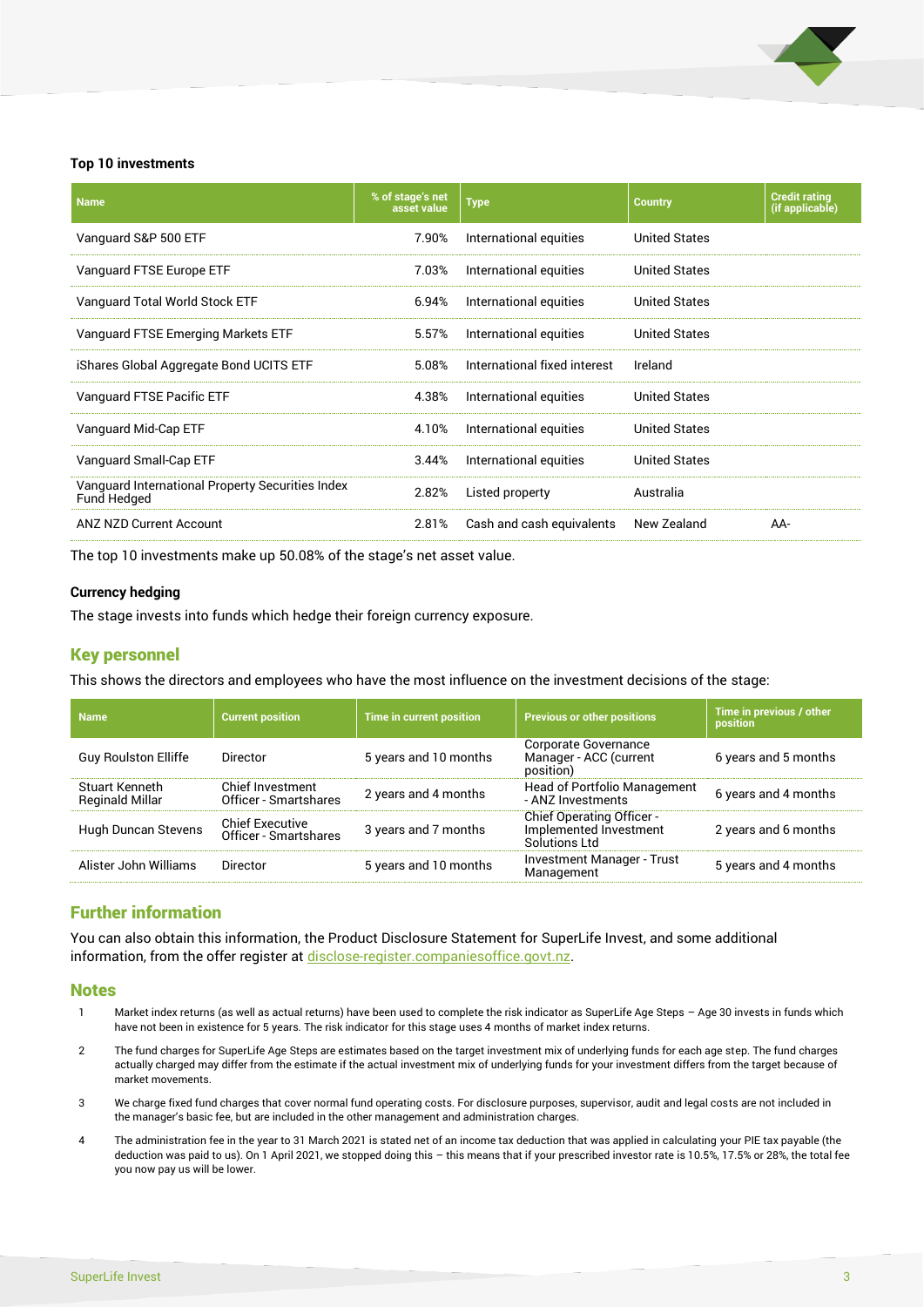### Top 10 investments

| Name | % of stage's net asset value | Type | Country | Credit rating (if applicable) |
|---|---|---|---|---|
| Vanguard S&P 500 ETF | 7.90% | International equities | United States | |
| Vanguard FTSE Europe ETF | 7.03% | International equities | United States | |
| Vanguard Total World Stock ETF | 6.94% | International equities | United States | |
| Vanguard FTSE Emerging Markets ETF | 5.57% | International equities | United States | |
| iShares Global Aggregate Bond UCITS ETF | 5.08% | International fixed interest | Ireland | |
| Vanguard FTSE Pacific ETF | 4.38% | International equities | United States | |
| Vanguard Mid-Cap ETF | 4.10% | International equities | United States | |
| Vanguard Small-Cap ETF | 3.44% | International equities | United States | |
| Vanguard International Property Securities Index Fund Hedged | 2.82% | Listed property | Australia | |
| ANZ NZD Current Account | 2.81% | Cash and cash equivalents | New Zealand | AA- |

The top 10 investments make up 50.08% of the stage's net asset value.

### Currency hedging

The stage invests into funds which hedge their foreign currency exposure.

## Key personnel

This shows the directors and employees who have the most influence on the investment decisions of the stage:

| Name | Current position | Time in current position | Previous or other positions | Time in previous / other position |
|---|---|---|---|---|
| Guy Roulston Elliffe | Director | 5 years and 10 months | Corporate Governance Manager - ACC (current position) | 6 years and 5 months |
| Stuart Kenneth Reginald Millar | Chief Investment Officer - Smartshares | 2 years and 4 months | Head of Portfolio Management - ANZ Investments | 6 years and 4 months |
| Hugh Duncan Stevens | Chief Executive Officer - Smartshares | 3 years and 7 months | Chief Operating Officer - Implemented Investment Solutions Ltd | 2 years and 6 months |
| Alister John Williams | Director | 5 years and 10 months | Investment Manager - Trust Management | 5 years and 4 months |

## Further information

You can also obtain this information, the Product Disclosure Statement for SuperLife Invest, and some additional information, from the offer register at disclose-register.companiesoffice.govt.nz.

## Notes

1. Market index returns (as well as actual returns) have been used to complete the risk indicator as SuperLife Age Steps – Age 30 invests in funds which have not been in existence for 5 years. The risk indicator for this stage uses 4 months of market index returns.
2. The fund charges for SuperLife Age Steps are estimates based on the target investment mix of underlying funds for each age step. The fund charges actually charged may differ from the estimate if the actual investment mix of underlying funds for your investment differs from the target because of market movements.
3. We charge fixed fund charges that cover normal fund operating costs. For disclosure purposes, supervisor, audit and legal costs are not included in the manager's basic fee, but are included in the other management and administration charges.
4. The administration fee in the year to 31 March 2021 is stated net of an income tax deduction that was applied in calculating your PIE tax payable (the deduction was paid to us). On 1 April 2021, we stopped doing this – this means that if your prescribed investor rate is 10.5%, 17.5% or 28%, the total fee you now pay us will be lower.